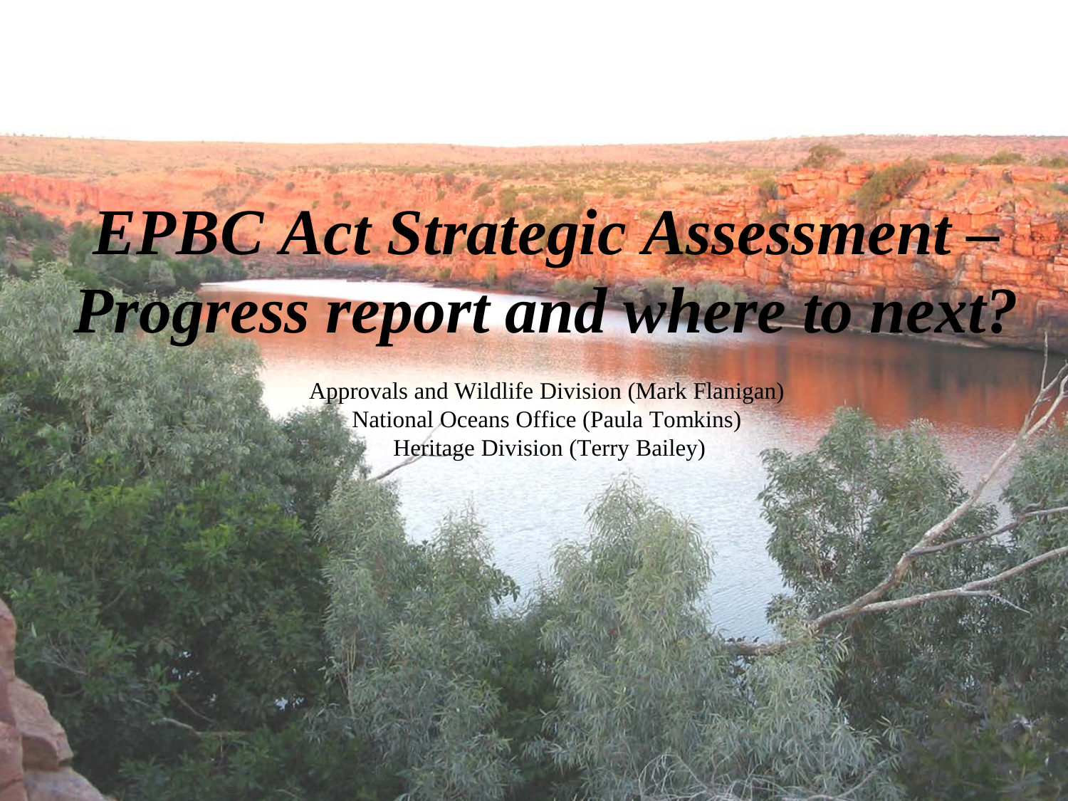# *EPBC Act Strategic Assessment – Progress report and where to next?*

Approvals and Wildlife Division (Mark Flanigan)
National Oceans Office (Paula Tomkins)
Heritage Division (Terry Bailey)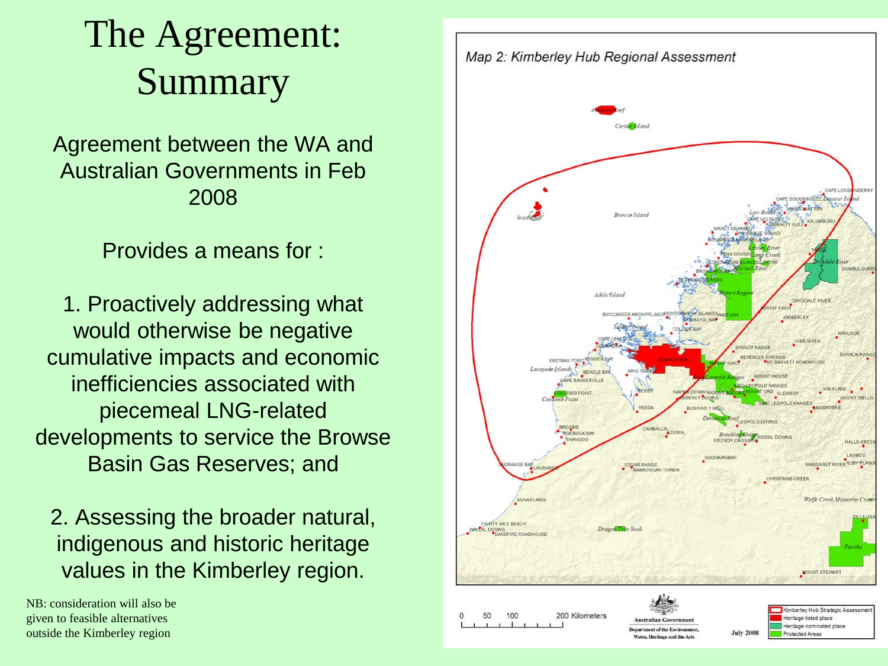# The Agreement: Summary

Agreement between the WA and Australian Governments in Feb 2008

Provides a means for :

1. Proactively addressing what would otherwise be negative cumulative impacts and economic inefficiencies associated with piecemeal LNG-related developments to service the Browse Basin Gas Reserves; and

2. Assessing the broader natural, indigenous and historic heritage values in the Kimberley region.

NB: consideration will also be given to feasible alternatives outside the Kimberley region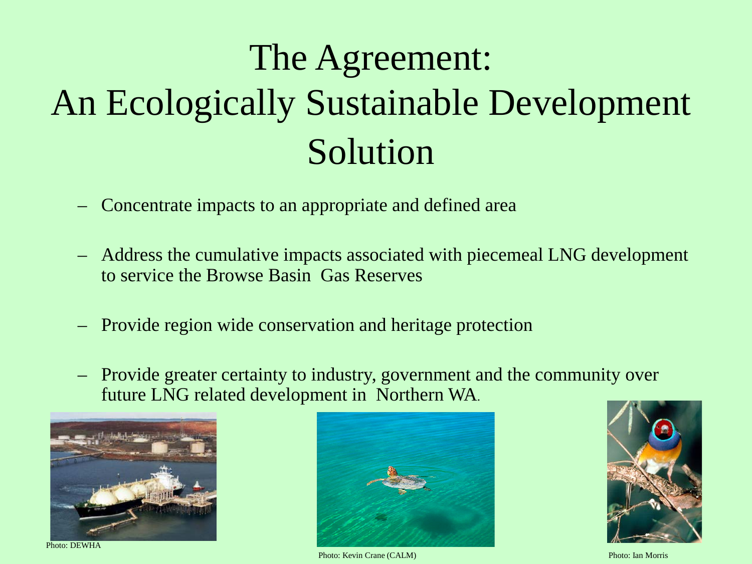# The Agreement: An Ecologically Sustainable Development Solution

- Concentrate impacts to an appropriate and defined area
- Address the cumulative impacts associated with piecemeal LNG development to service the Browse Basin Gas Reserves
- Provide region wide conservation and heritage protection
- Provide greater certainty to industry, government and the community over future LNG related development in Northern WA.

Photo: DEWHA

Photo: Kevin Crane (CALM)

Photo: Ian Morris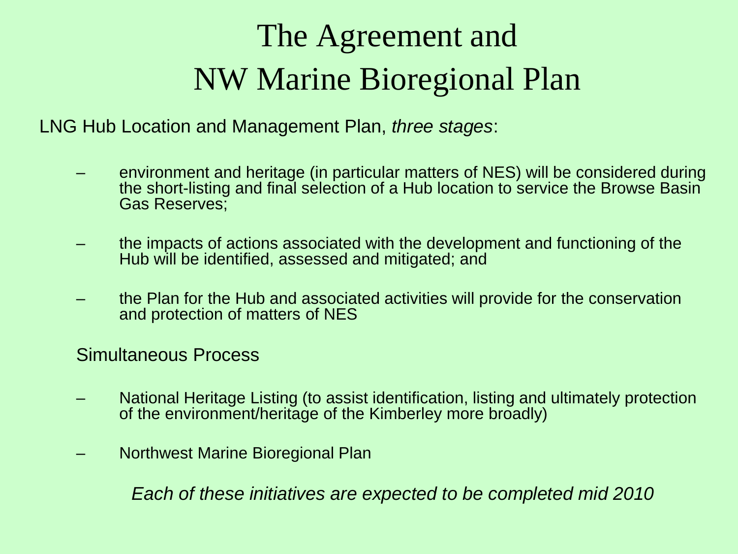# The Agreement and NW Marine Bioregional Plan

LNG Hub Location and Management Plan, *three stages*:

- environment and heritage (in particular matters of NES) will be considered during the short-listing and final selection of a Hub location to service the Browse Basin Gas Reserves;
- the impacts of actions associated with the development and functioning of the Hub will be identified, assessed and mitigated; and
- the Plan for the Hub and associated activities will provide for the conservation and protection of matters of NES

Simultaneous Process

- National Heritage Listing (to assist identification, listing and ultimately protection of the environment/heritage of the Kimberley more broadly)
- Northwest Marine Bioregional Plan

*Each of these initiatives are expected to be completed mid 2010*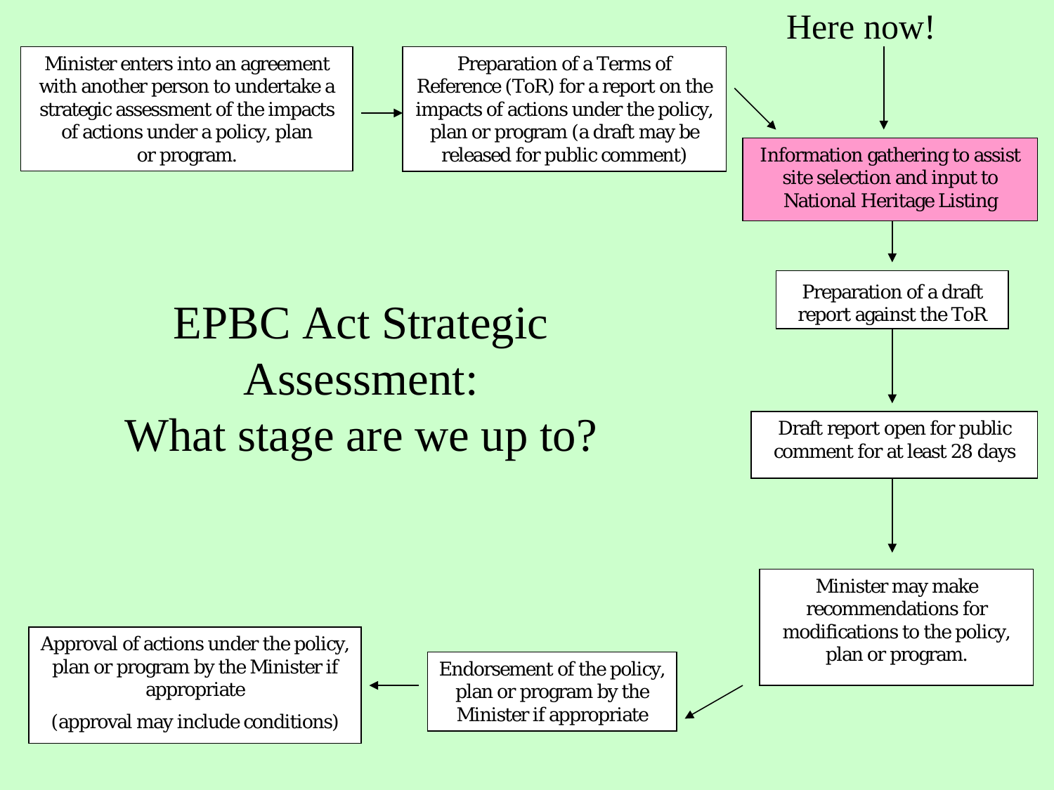# EPBC Act Strategic Assessment: What stage are we up to?

1. Minister enters into an agreement with another person to undertake a strategic assessment of the impacts of actions under a policy, plan or program.
2. Preparation of a Terms of Reference (ToR) for a report on the impacts of actions under the policy, plan or program (a draft may be released for public comment)
3. **Information gathering to assist site selection and input to National Heritage Listing** ← Here now!
4. Preparation of a draft report against the ToR
5. Draft report open for public comment for at least 28 days
6. Minister may make recommendations for modifications to the policy, plan or program.
7. Endorsement of the policy, plan or program by the Minister if appropriate
8. Approval of actions under the policy, plan or program by the Minister if appropriate

   (approval may include conditions)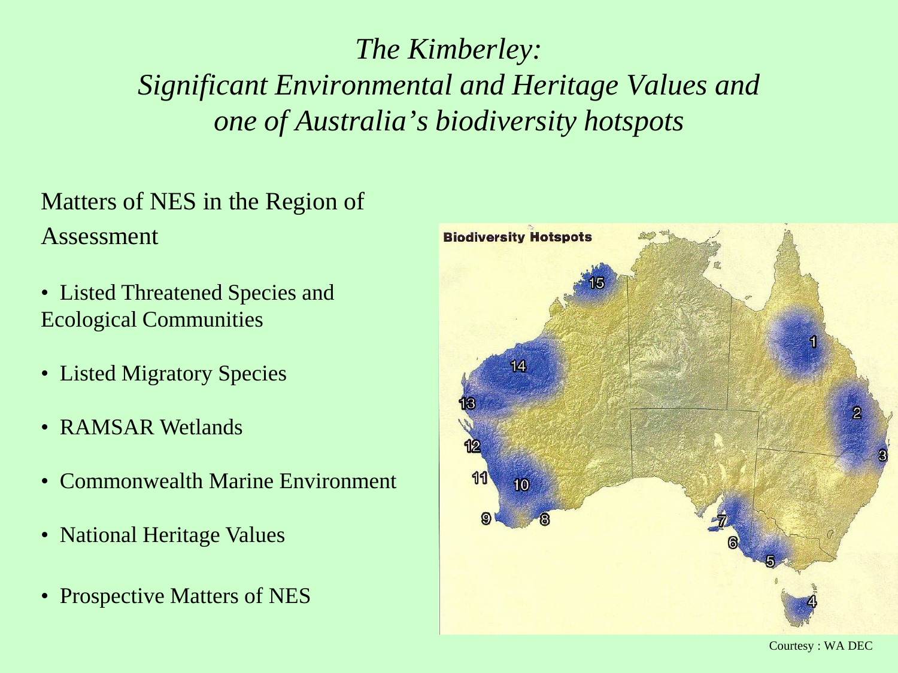# *The Kimberley: Significant Environmental and Heritage Values and one of Australia's biodiversity hotspots*

Matters of NES in the Region of Assessment

- Listed Threatened Species and Ecological Communities
- Listed Migratory Species
- RAMSAR Wetlands
- Commonwealth Marine Environment
- National Heritage Values
- Prospective Matters of NES

Biodiversity Hotspots

Courtesy : WA DEC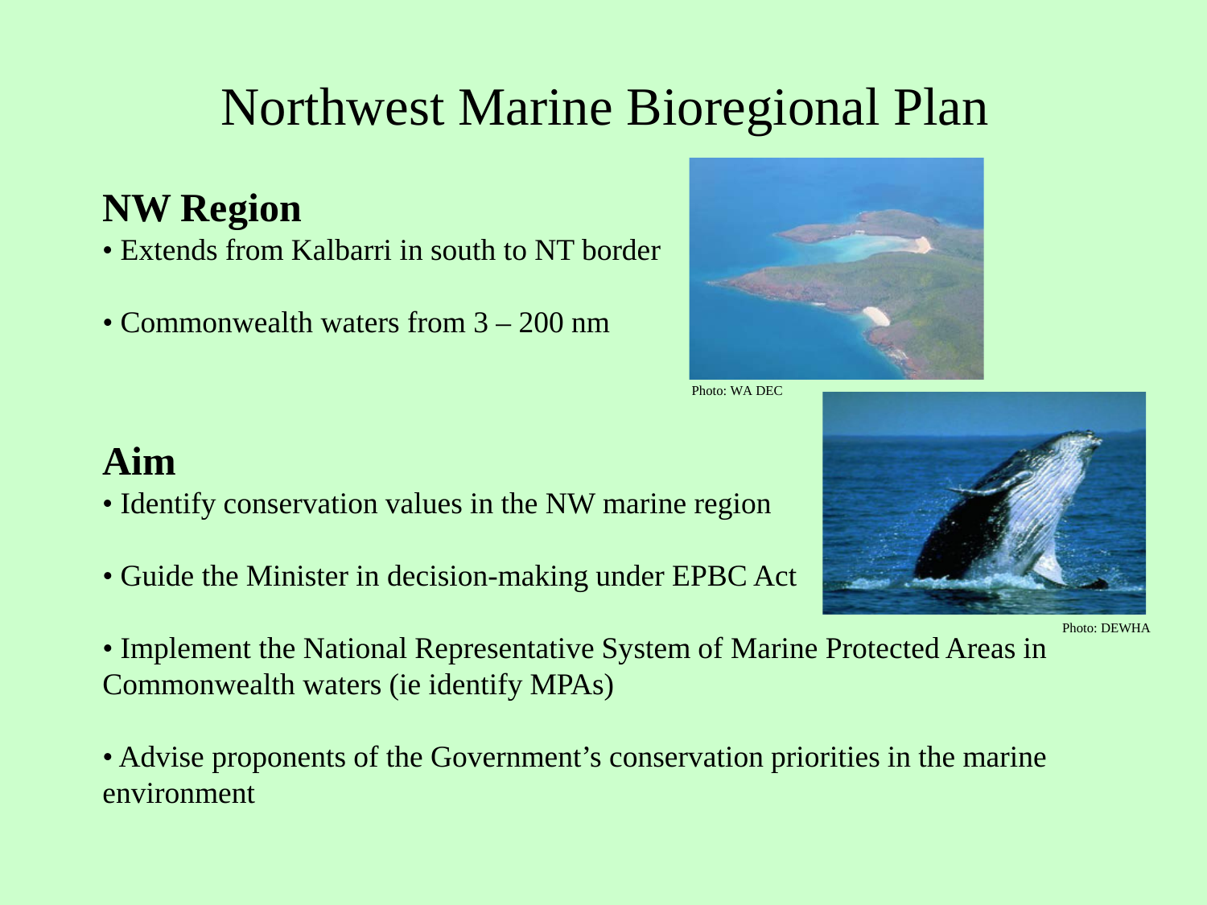# Northwest Marine Bioregional Plan

## NW Region

- Extends from Kalbarri in south to NT border
- Commonwealth waters from 3 – 200 nm

Photo: WA DEC

## Aim

- Identify conservation values in the NW marine region
- Guide the Minister in decision-making under EPBC Act
- Implement the National Representative System of Marine Protected Areas in Commonwealth waters (ie identify MPAs)
- Advise proponents of the Government's conservation priorities in the marine environment

Photo: DEWHA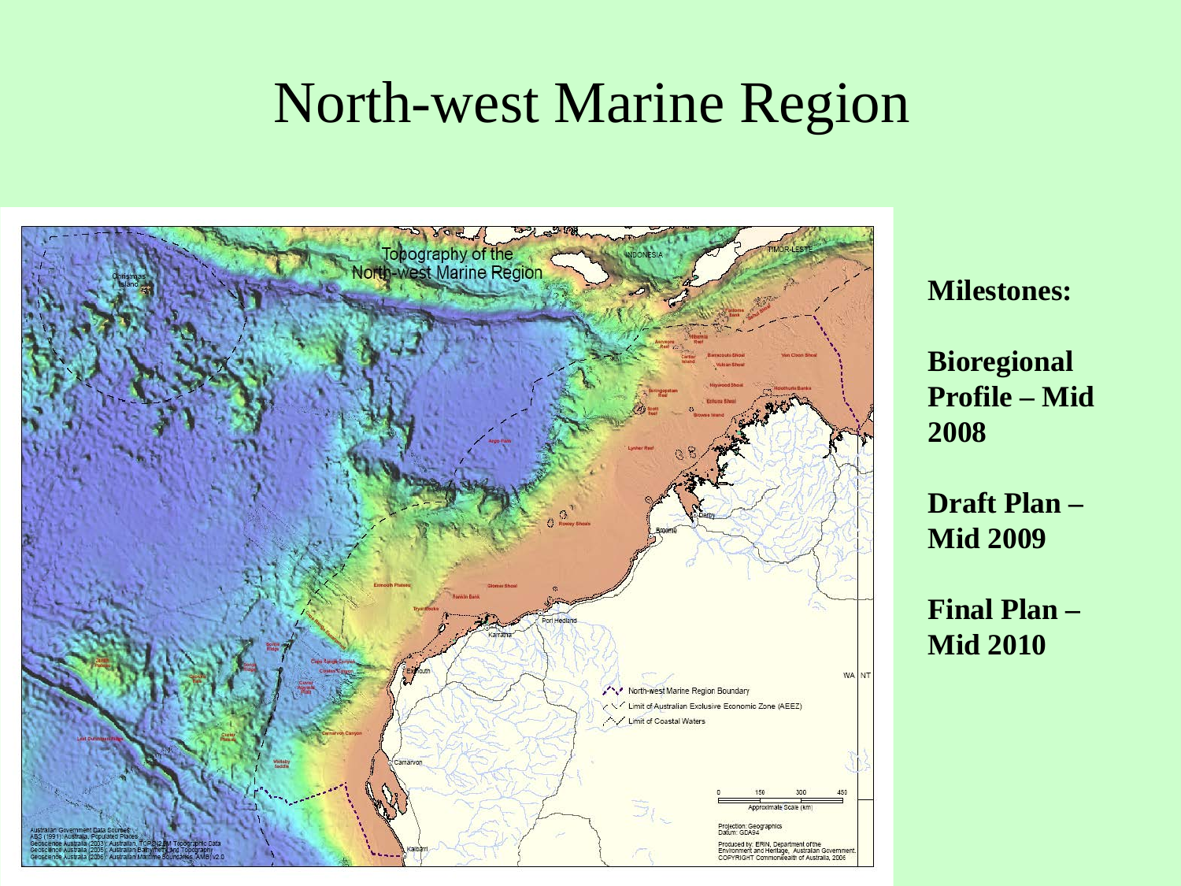# North-west Marine Region

**Milestones:**

**Bioregional Profile – Mid 2008**

**Draft Plan – Mid 2009**

**Final Plan – Mid 2010**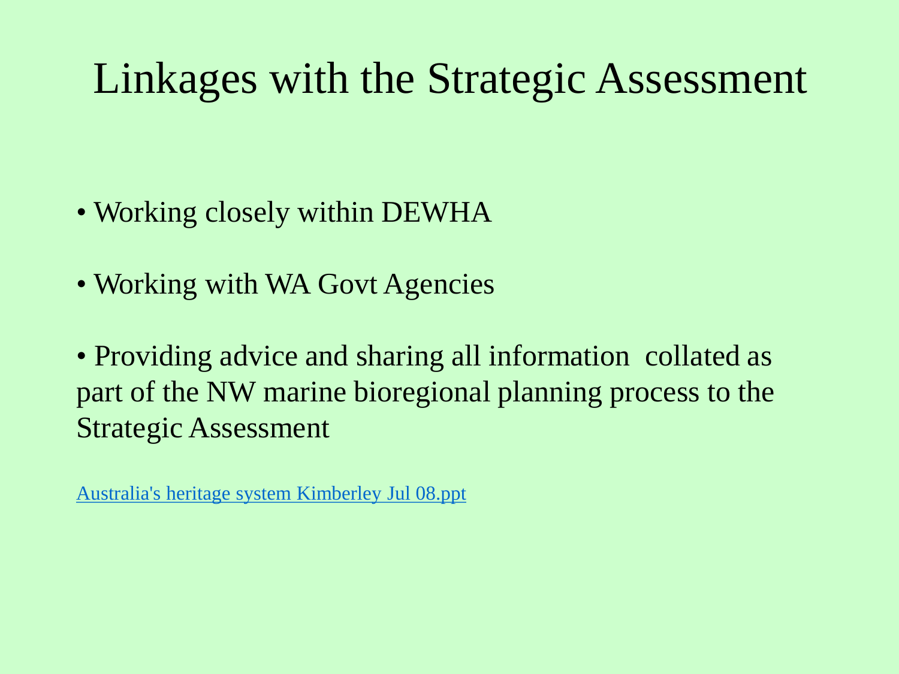# Linkages with the Strategic Assessment

- Working closely within DEWHA
- Working with WA Govt Agencies
- Providing advice and sharing all information collated as part of the NW marine bioregional planning process to the Strategic Assessment

Australia's heritage system Kimberley Jul 08.ppt